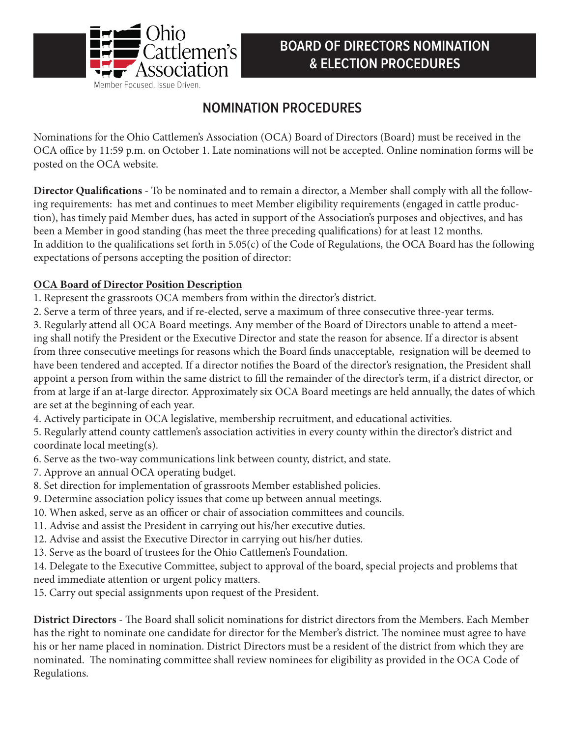Ohio Cattlemen's Association

Member Focused. Issue Driven.

# BOARD OF DIRECTORS NOMINATION & ELECTION PROCEDURES

## NOMINATION PROCEDURES

Nominations for the Ohio Cattlemen's Association (OCA) Board of Directors (Board) must be received in the OCA office by 11:59 p.m. on October 1. Late nominations will not be accepted. Online nomination forms will be posted on the OCA website.

**Director Qualifications** - To be nominated and to remain a director, a Member shall comply with all the following requirements: has met and continues to meet Member eligibility requirements (engaged in cattle production), has timely paid Member dues, has acted in support of the Association's purposes and objectives, and has been a Member in good standing (has meet the three preceding qualifications) for at least 12 months. In addition to the qualifications set forth in 5.05(c) of the Code of Regulations, the OCA Board has the following expectations of persons accepting the position of director:

**OCA Board of Director Position Description**

1. Represent the grassroots OCA members from within the director's district.
2. Serve a term of three years, and if re-elected, serve a maximum of three consecutive three-year terms.
3. Regularly attend all OCA Board meetings. Any member of the Board of Directors unable to attend a meeting shall notify the President or the Executive Director and state the reason for absence. If a director is absent from three consecutive meetings for reasons which the Board finds unacceptable, resignation will be deemed to have been tendered and accepted. If a director notifies the Board of the director's resignation, the President shall appoint a person from within the same district to fill the remainder of the director's term, if a district director, or from at large if an at-large director. Approximately six OCA Board meetings are held annually, the dates of which are set at the beginning of each year.
4. Actively participate in OCA legislative, membership recruitment, and educational activities.
5. Regularly attend county cattlemen's association activities in every county within the director's district and coordinate local meeting(s).
6. Serve as the two-way communications link between county, district, and state.
7. Approve an annual OCA operating budget.
8. Set direction for implementation of grassroots Member established policies.
9. Determine association policy issues that come up between annual meetings.
10. When asked, serve as an officer or chair of association committees and councils.
11. Advise and assist the President in carrying out his/her executive duties.
12. Advise and assist the Executive Director in carrying out his/her duties.
13. Serve as the board of trustees for the Ohio Cattlemen's Foundation.
14. Delegate to the Executive Committee, subject to approval of the board, special projects and problems that need immediate attention or urgent policy matters.
15. Carry out special assignments upon request of the President.

**District Directors** - The Board shall solicit nominations for district directors from the Members. Each Member has the right to nominate one candidate for director for the Member's district. The nominee must agree to have his or her name placed in nomination. District Directors must be a resident of the district from which they are nominated. The nominating committee shall review nominees for eligibility as provided in the OCA Code of Regulations.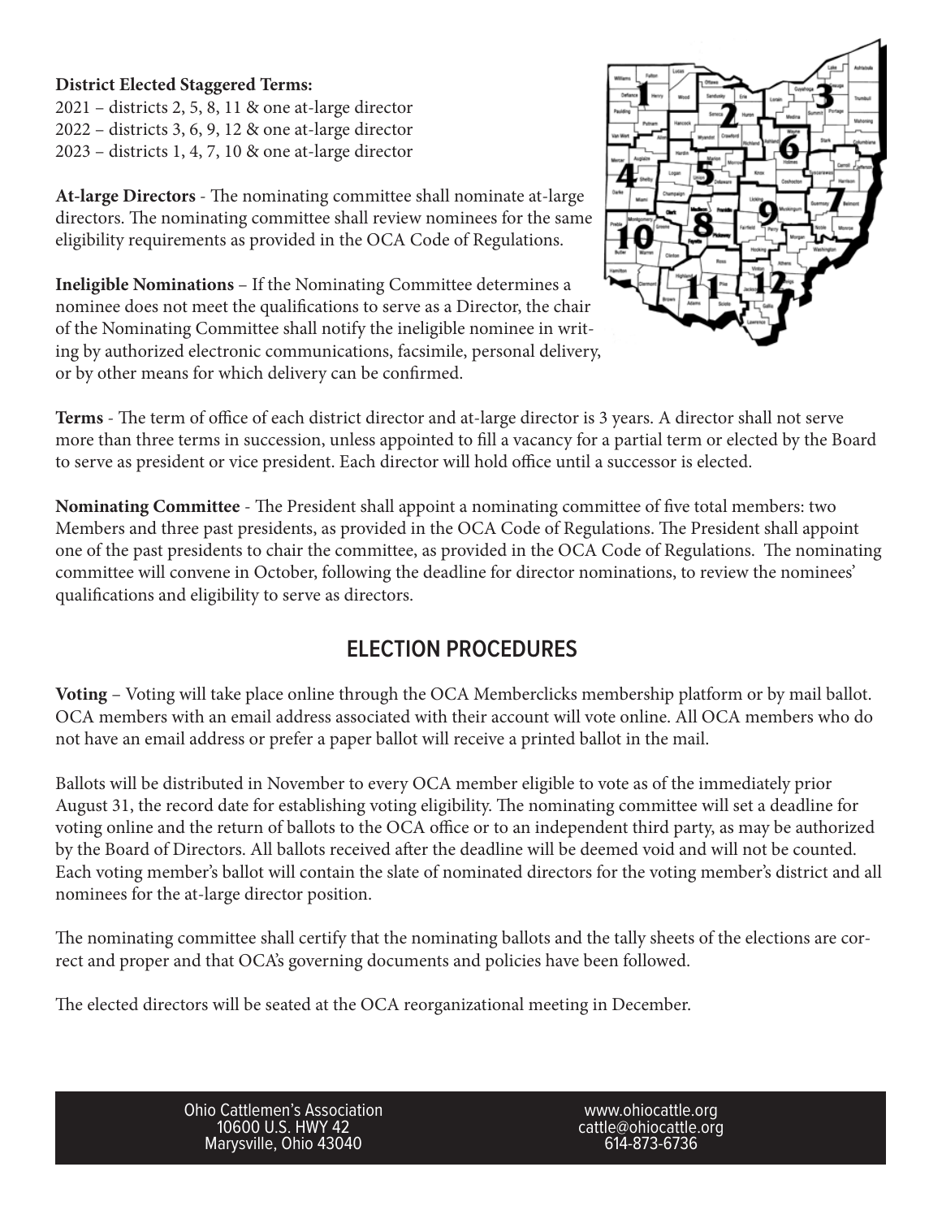**District Elected Staggered Terms:**
2021 – districts 2, 5, 8, 11 & one at-large director
2022 – districts 3, 6, 9, 12 & one at-large director
2023 – districts 1, 4, 7, 10 & one at-large director

**At-large Directors** - The nominating committee shall nominate at-large directors. The nominating committee shall review nominees for the same eligibility requirements as provided in the OCA Code of Regulations.

**Ineligible Nominations** – If the Nominating Committee determines a nominee does not meet the qualifications to serve as a Director, the chair of the Nominating Committee shall notify the ineligible nominee in writing by authorized electronic communications, facsimile, personal delivery, or by other means for which delivery can be confirmed.

**Terms** - The term of office of each district director and at-large director is 3 years. A director shall not serve more than three terms in succession, unless appointed to fill a vacancy for a partial term or elected by the Board to serve as president or vice president. Each director will hold office until a successor is elected.

**Nominating Committee** - The President shall appoint a nominating committee of five total members: two Members and three past presidents, as provided in the OCA Code of Regulations. The President shall appoint one of the past presidents to chair the committee, as provided in the OCA Code of Regulations. The nominating committee will convene in October, following the deadline for director nominations, to review the nominees' qualifications and eligibility to serve as directors.

## ELECTION PROCEDURES

**Voting** – Voting will take place online through the OCA Memberclicks membership platform or by mail ballot. OCA members with an email address associated with their account will vote online. All OCA members who do not have an email address or prefer a paper ballot will receive a printed ballot in the mail.

Ballots will be distributed in November to every OCA member eligible to vote as of the immediately prior August 31, the record date for establishing voting eligibility. The nominating committee will set a deadline for voting online and the return of ballots to the OCA office or to an independent third party, as may be authorized by the Board of Directors. All ballots received after the deadline will be deemed void and will not be counted. Each voting member's ballot will contain the slate of nominated directors for the voting member's district and all nominees for the at-large director position.

The nominating committee shall certify that the nominating ballots and the tally sheets of the elections are correct and proper and that OCA's governing documents and policies have been followed.

The elected directors will be seated at the OCA reorganizational meeting in December.

Ohio Cattlemen's Association
10600 U.S. HWY 42
Marysville, Ohio 43040

www.ohiocattle.org
cattle@ohiocattle.org
614-873-6736